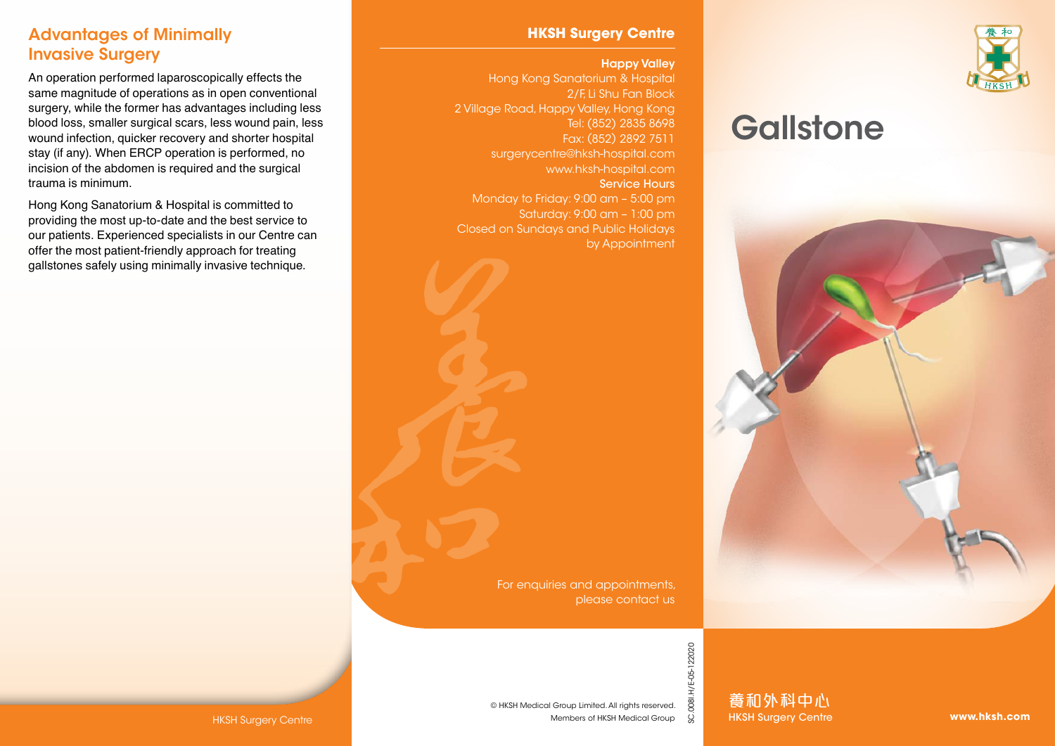## Advantages of Minimally Invasive Surgery

An operation performed laparoscopically effects the same magnitude of operations as in open conventional surgery, while the former has advantages including less blood loss, smaller surgical scars, less wound pain, less wound infection, quicker recovery and shorter hospital stay (if any). When ERCP operation is performed, no incision of the abdomen is required and the surgical trauma is minimum.

Hong Kong Sanatorium & Hospital is committed to providing the most up-to-date and the best service to our patients. Experienced specialists in our Centre can offer the most patient-friendly approach for treating gallstones safely using minimally invasive technique.

HKSH Surgery Centre

## HKSH Surgery Centre

**Happy Valley**
Hong Kong Sanatorium & Hospital
2/F, Li Shu Fan Block
2 Village Road, Happy Valley, Hong Kong
Tel: (852) 2835 8698
Fax: (852) 2892 7511
surgerycentre@hksh-hospital.com
www.hksh-hospital.com

**Service Hours**
Monday to Friday: 9:00 am – 5:00 pm
Saturday: 9:00 am – 1:00 pm
Closed on Sundays and Public Holidays
by Appointment

For enquiries and appointments, please contact us

© HKSH Medical Group Limited. All rights reserved.
Members of HKSH Medical Group

SC.008I.H/E-05-122020

# Gallstone

養和外科中心
HKSH Surgery Centre

www.hksh.com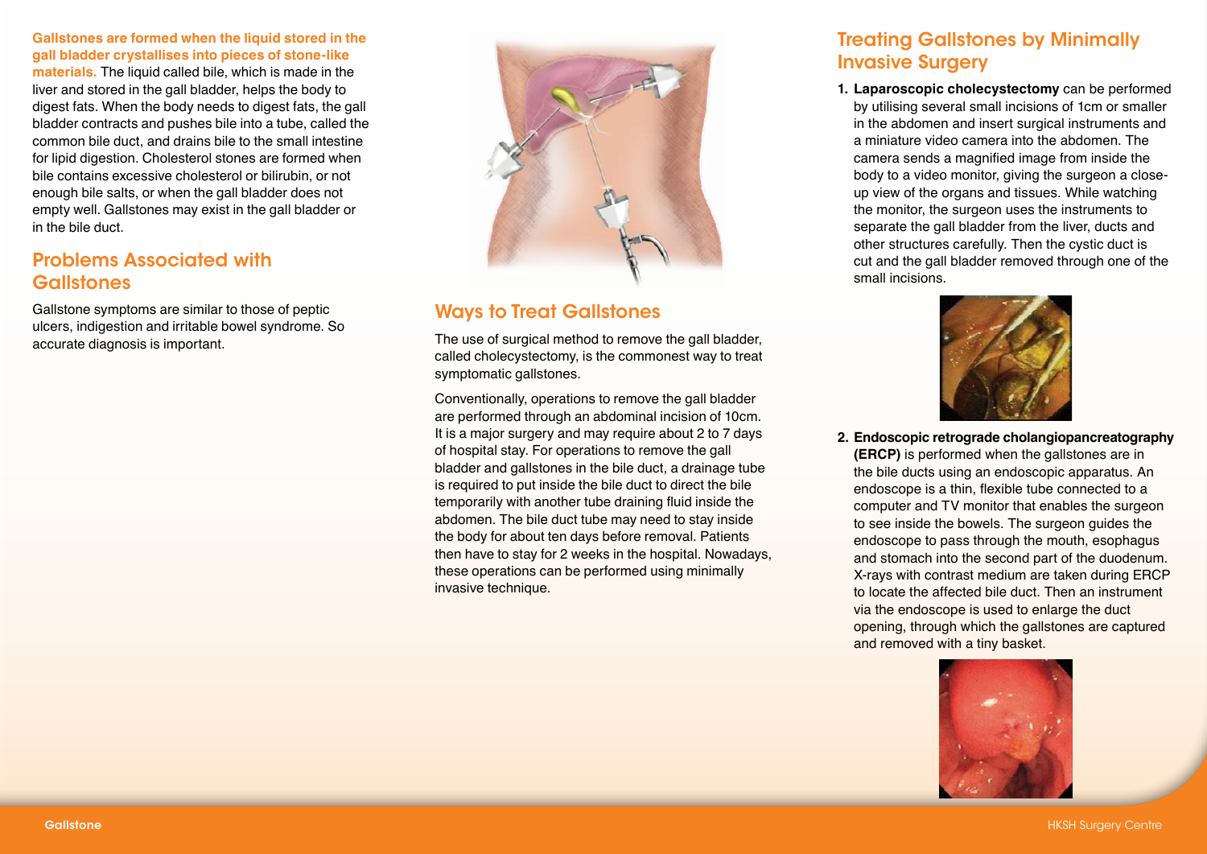**Gallstones are formed when the liquid stored in the gall bladder crystallises into pieces of stone-like materials.** The liquid called bile, which is made in the liver and stored in the gall bladder, helps the body to digest fats. When the body needs to digest fats, the gall bladder contracts and pushes bile into a tube, called the common bile duct, and drains bile to the small intestine for lipid digestion. Cholesterol stones are formed when bile contains excessive cholesterol or bilirubin, or not enough bile salts, or when the gall bladder does not empty well. Gallstones may exist in the gall bladder or in the bile duct.

## Problems Associated with Gallstones

Gallstone symptoms are similar to those of peptic ulcers, indigestion and irritable bowel syndrome. So accurate diagnosis is important.

## Ways to Treat Gallstones

The use of surgical method to remove the gall bladder, called cholecystectomy, is the commonest way to treat symptomatic gallstones.

Conventionally, operations to remove the gall bladder are performed through an abdominal incision of 10cm. It is a major surgery and may require about 2 to 7 days of hospital stay. For operations to remove the gall bladder and gallstones in the bile duct, a drainage tube is required to put inside the bile duct to direct the bile temporarily with another tube draining fluid inside the abdomen. The bile duct tube may need to stay inside the body for about ten days before removal. Patients then have to stay for 2 weeks in the hospital. Nowadays, these operations can be performed using minimally invasive technique.

## Treating Gallstones by Minimally Invasive Surgery

1. **Laparoscopic cholecystectomy** can be performed by utilising several small incisions of 1cm or smaller in the abdomen and insert surgical instruments and a miniature video camera into the abdomen. The camera sends a magnified image from inside the body to a video monitor, giving the surgeon a close-up view of the organs and tissues. While watching the monitor, the surgeon uses the instruments to separate the gall bladder from the liver, ducts and other structures carefully. Then the cystic duct is cut and the gall bladder removed through one of the small incisions.

2. **Endoscopic retrograde cholangiopancreatography (ERCP)** is performed when the gallstones are in the bile ducts using an endoscopic apparatus. An endoscope is a thin, flexible tube connected to a computer and TV monitor that enables the surgeon to see inside the bowels. The surgeon guides the endoscope to pass through the mouth, esophagus and stomach into the second part of the duodenum. X-rays with contrast medium are taken during ERCP to locate the affected bile duct. Then an instrument via the endoscope is used to enlarge the duct opening, through which the gallstones are captured and removed with a tiny basket.